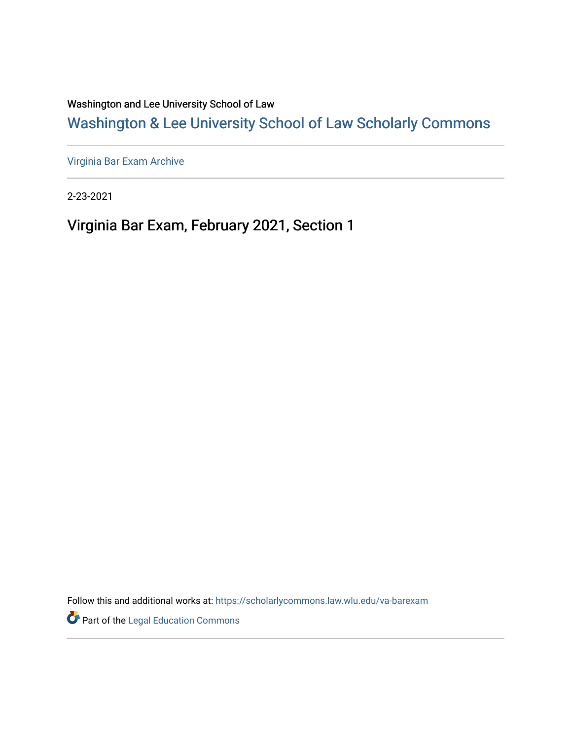Washington and Lee University School of Law

## Washington & Lee University School of Law Scholarly Commons

Virginia Bar Exam Archive

2-23-2021

# Virginia Bar Exam, February 2021, Section 1

Follow this and additional works at: https://scholarlycommons.law.wlu.edu/va-barexam

Part of the Legal Education Commons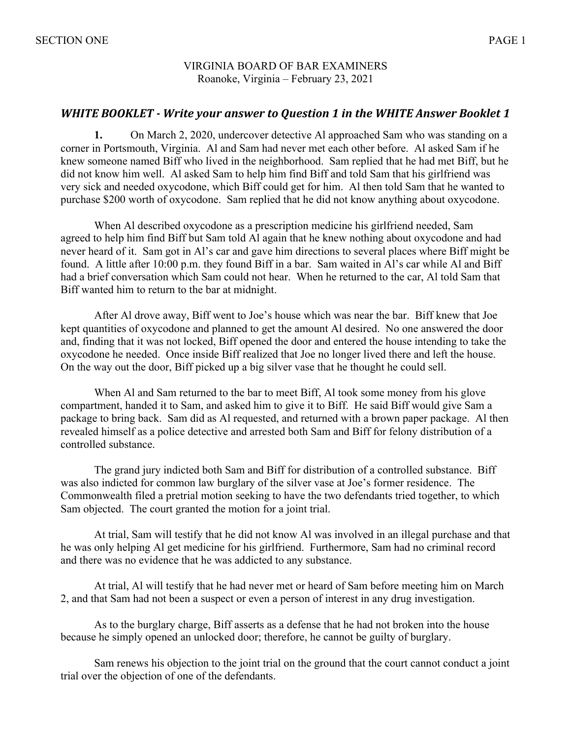VIRGINIA BOARD OF BAR EXAMINERS
Roanoke, Virginia – February 23, 2021

## *WHITE BOOKLET - Write your answer to Question 1 in the WHITE Answer Booklet 1*

**1.** On March 2, 2020, undercover detective Al approached Sam who was standing on a corner in Portsmouth, Virginia. Al and Sam had never met each other before. Al asked Sam if he knew someone named Biff who lived in the neighborhood. Sam replied that he had met Biff, but he did not know him well. Al asked Sam to help him find Biff and told Sam that his girlfriend was very sick and needed oxycodone, which Biff could get for him. Al then told Sam that he wanted to purchase $200 worth of oxycodone. Sam replied that he did not know anything about oxycodone.

When Al described oxycodone as a prescription medicine his girlfriend needed, Sam agreed to help him find Biff but Sam told Al again that he knew nothing about oxycodone and had never heard of it. Sam got in Al's car and gave him directions to several places where Biff might be found. A little after 10:00 p.m. they found Biff in a bar. Sam waited in Al's car while Al and Biff had a brief conversation which Sam could not hear. When he returned to the car, Al told Sam that Biff wanted him to return to the bar at midnight.

After Al drove away, Biff went to Joe's house which was near the bar. Biff knew that Joe kept quantities of oxycodone and planned to get the amount Al desired. No one answered the door and, finding that it was not locked, Biff opened the door and entered the house intending to take the oxycodone he needed. Once inside Biff realized that Joe no longer lived there and left the house. On the way out the door, Biff picked up a big silver vase that he thought he could sell.

When Al and Sam returned to the bar to meet Biff, Al took some money from his glove compartment, handed it to Sam, and asked him to give it to Biff. He said Biff would give Sam a package to bring back. Sam did as Al requested, and returned with a brown paper package. Al then revealed himself as a police detective and arrested both Sam and Biff for felony distribution of a controlled substance.

The grand jury indicted both Sam and Biff for distribution of a controlled substance. Biff was also indicted for common law burglary of the silver vase at Joe's former residence. The Commonwealth filed a pretrial motion seeking to have the two defendants tried together, to which Sam objected. The court granted the motion for a joint trial.

At trial, Sam will testify that he did not know Al was involved in an illegal purchase and that he was only helping Al get medicine for his girlfriend. Furthermore, Sam had no criminal record and there was no evidence that he was addicted to any substance.

At trial, Al will testify that he had never met or heard of Sam before meeting him on March 2, and that Sam had not been a suspect or even a person of interest in any drug investigation.

As to the burglary charge, Biff asserts as a defense that he had not broken into the house because he simply opened an unlocked door; therefore, he cannot be guilty of burglary.

Sam renews his objection to the joint trial on the ground that the court cannot conduct a joint trial over the objection of one of the defendants.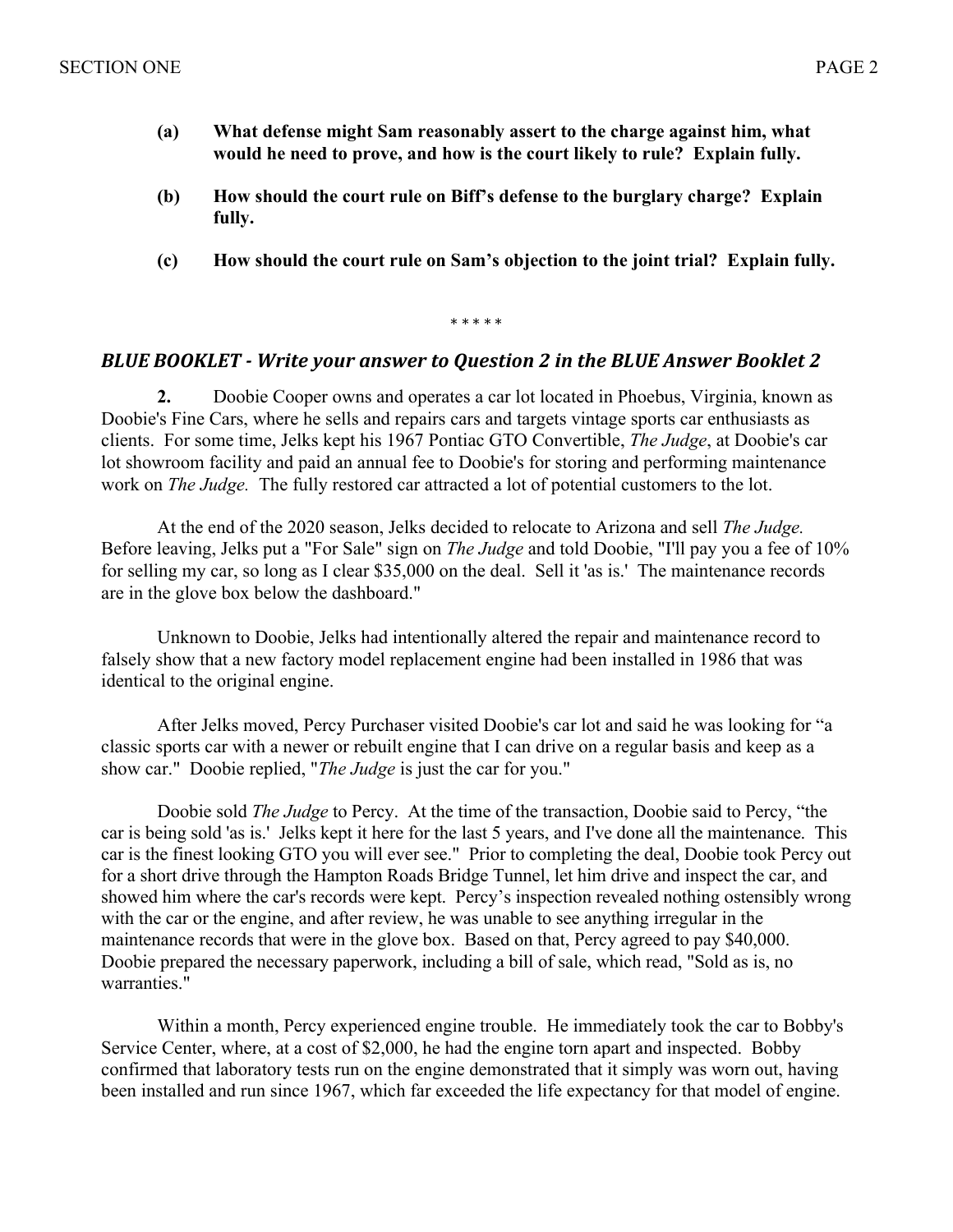**(a) What defense might Sam reasonably assert to the charge against him, what would he need to prove, and how is the court likely to rule? Explain fully.**

**(b) How should the court rule on Biff's defense to the burglary charge? Explain fully.**

**(c) How should the court rule on Sam's objection to the joint trial? Explain fully.**

\* \* \* \* \*

### *BLUE BOOKLET - Write your answer to Question 2 in the BLUE Answer Booklet 2*

**2.** Doobie Cooper owns and operates a car lot located in Phoebus, Virginia, known as Doobie's Fine Cars, where he sells and repairs cars and targets vintage sports car enthusiasts as clients. For some time, Jelks kept his 1967 Pontiac GTO Convertible, *The Judge*, at Doobie's car lot showroom facility and paid an annual fee to Doobie's for storing and performing maintenance work on *The Judge.* The fully restored car attracted a lot of potential customers to the lot.

At the end of the 2020 season, Jelks decided to relocate to Arizona and sell *The Judge.* Before leaving, Jelks put a "For Sale" sign on *The Judge* and told Doobie, "I'll pay you a fee of 10% for selling my car, so long as I clear $35,000 on the deal. Sell it 'as is.' The maintenance records are in the glove box below the dashboard."

Unknown to Doobie, Jelks had intentionally altered the repair and maintenance record to falsely show that a new factory model replacement engine had been installed in 1986 that was identical to the original engine.

After Jelks moved, Percy Purchaser visited Doobie's car lot and said he was looking for "a classic sports car with a newer or rebuilt engine that I can drive on a regular basis and keep as a show car." Doobie replied, "*The Judge* is just the car for you."

Doobie sold *The Judge* to Percy. At the time of the transaction, Doobie said to Percy, "the car is being sold 'as is.' Jelks kept it here for the last 5 years, and I've done all the maintenance. This car is the finest looking GTO you will ever see." Prior to completing the deal, Doobie took Percy out for a short drive through the Hampton Roads Bridge Tunnel, let him drive and inspect the car, and showed him where the car's records were kept. Percy's inspection revealed nothing ostensibly wrong with the car or the engine, and after review, he was unable to see anything irregular in the maintenance records that were in the glove box. Based on that, Percy agreed to pay $40,000. Doobie prepared the necessary paperwork, including a bill of sale, which read, "Sold as is, no warranties."

Within a month, Percy experienced engine trouble. He immediately took the car to Bobby's Service Center, where, at a cost of $2,000, he had the engine torn apart and inspected. Bobby confirmed that laboratory tests run on the engine demonstrated that it simply was worn out, having been installed and run since 1967, which far exceeded the life expectancy for that model of engine.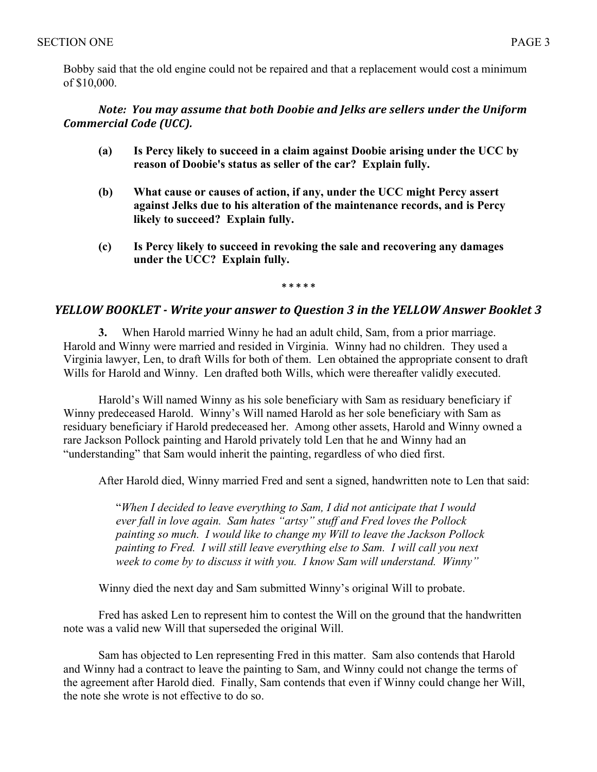Bobby said that the old engine could not be repaired and that a replacement would cost a minimum of $10,000.

***Note: You may assume that both Doobie and Jelks are sellers under the Uniform Commercial Code (UCC).***

**(a) Is Percy likely to succeed in a claim against Doobie arising under the UCC by reason of Doobie's status as seller of the car? Explain fully.**

**(b) What cause or causes of action, if any, under the UCC might Percy assert against Jelks due to his alteration of the maintenance records, and is Percy likely to succeed? Explain fully.**

**(c) Is Percy likely to succeed in revoking the sale and recovering any damages under the UCC? Explain fully.**

\* \* \* \* \*

## *YELLOW BOOKLET - Write your answer to Question 3 in the YELLOW Answer Booklet 3*

**3.** When Harold married Winny he had an adult child, Sam, from a prior marriage. Harold and Winny were married and resided in Virginia. Winny had no children. They used a Virginia lawyer, Len, to draft Wills for both of them. Len obtained the appropriate consent to draft Wills for Harold and Winny. Len drafted both Wills, which were thereafter validly executed.

Harold's Will named Winny as his sole beneficiary with Sam as residuary beneficiary if Winny predeceased Harold. Winny's Will named Harold as her sole beneficiary with Sam as residuary beneficiary if Harold predeceased her. Among other assets, Harold and Winny owned a rare Jackson Pollock painting and Harold privately told Len that he and Winny had an "understanding" that Sam would inherit the painting, regardless of who died first.

After Harold died, Winny married Fred and sent a signed, handwritten note to Len that said:

> "*When I decided to leave everything to Sam, I did not anticipate that I would ever fall in love again. Sam hates "artsy" stuff and Fred loves the Pollock painting so much. I would like to change my Will to leave the Jackson Pollock painting to Fred. I will still leave everything else to Sam. I will call you next week to come by to discuss it with you. I know Sam will understand. Winny*"

Winny died the next day and Sam submitted Winny's original Will to probate.

Fred has asked Len to represent him to contest the Will on the ground that the handwritten note was a valid new Will that superseded the original Will.

Sam has objected to Len representing Fred in this matter. Sam also contends that Harold and Winny had a contract to leave the painting to Sam, and Winny could not change the terms of the agreement after Harold died. Finally, Sam contends that even if Winny could change her Will, the note she wrote is not effective to do so.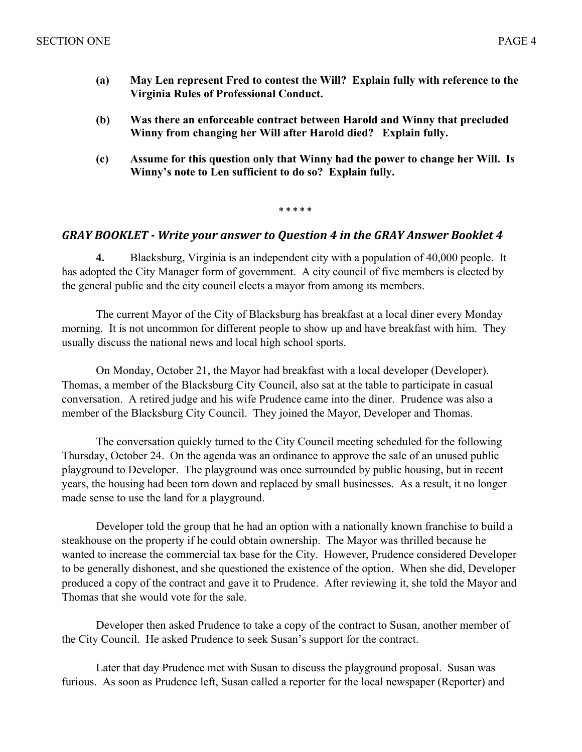- **(a) May Len represent Fred to contest the Will? Explain fully with reference to the Virginia Rules of Professional Conduct.**

- **(b) Was there an enforceable contract between Harold and Winny that precluded Winny from changing her Will after Harold died? Explain fully.**

- **(c) Assume for this question only that Winny had the power to change her Will. Is Winny's note to Len sufficient to do so? Explain fully.**

\* \* \* \* \*

### *GRAY BOOKLET - Write your answer to Question 4 in the GRAY Answer Booklet 4*

**4.** Blacksburg, Virginia is an independent city with a population of 40,000 people. It has adopted the City Manager form of government. A city council of five members is elected by the general public and the city council elects a mayor from among its members.

The current Mayor of the City of Blacksburg has breakfast at a local diner every Monday morning. It is not uncommon for different people to show up and have breakfast with him. They usually discuss the national news and local high school sports.

On Monday, October 21, the Mayor had breakfast with a local developer (Developer). Thomas, a member of the Blacksburg City Council, also sat at the table to participate in casual conversation. A retired judge and his wife Prudence came into the diner. Prudence was also a member of the Blacksburg City Council. They joined the Mayor, Developer and Thomas.

The conversation quickly turned to the City Council meeting scheduled for the following Thursday, October 24. On the agenda was an ordinance to approve the sale of an unused public playground to Developer. The playground was once surrounded by public housing, but in recent years, the housing had been torn down and replaced by small businesses. As a result, it no longer made sense to use the land for a playground.

Developer told the group that he had an option with a nationally known franchise to build a steakhouse on the property if he could obtain ownership. The Mayor was thrilled because he wanted to increase the commercial tax base for the City. However, Prudence considered Developer to be generally dishonest, and she questioned the existence of the option. When she did, Developer produced a copy of the contract and gave it to Prudence. After reviewing it, she told the Mayor and Thomas that she would vote for the sale.

Developer then asked Prudence to take a copy of the contract to Susan, another member of the City Council. He asked Prudence to seek Susan's support for the contract.

Later that day Prudence met with Susan to discuss the playground proposal. Susan was furious. As soon as Prudence left, Susan called a reporter for the local newspaper (Reporter) and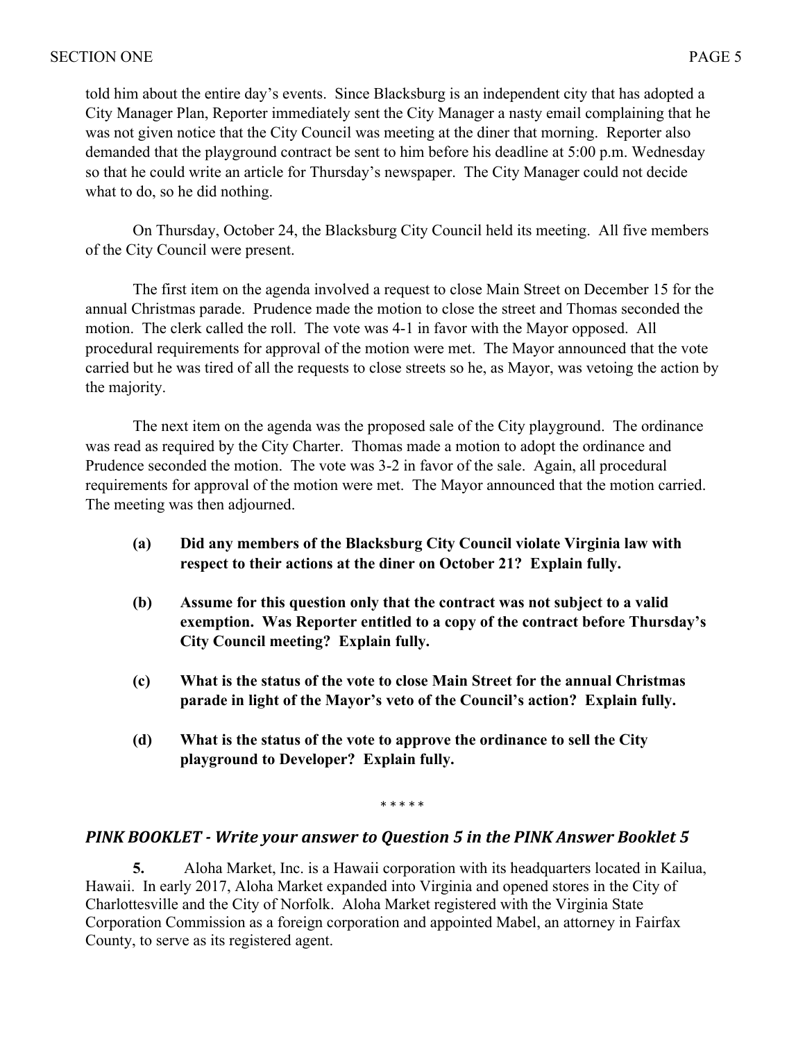told him about the entire day's events. Since Blacksburg is an independent city that has adopted a City Manager Plan, Reporter immediately sent the City Manager a nasty email complaining that he was not given notice that the City Council was meeting at the diner that morning. Reporter also demanded that the playground contract be sent to him before his deadline at 5:00 p.m. Wednesday so that he could write an article for Thursday's newspaper. The City Manager could not decide what to do, so he did nothing.

On Thursday, October 24, the Blacksburg City Council held its meeting. All five members of the City Council were present.

The first item on the agenda involved a request to close Main Street on December 15 for the annual Christmas parade. Prudence made the motion to close the street and Thomas seconded the motion. The clerk called the roll. The vote was 4-1 in favor with the Mayor opposed. All procedural requirements for approval of the motion were met. The Mayor announced that the vote carried but he was tired of all the requests to close streets so he, as Mayor, was vetoing the action by the majority.

The next item on the agenda was the proposed sale of the City playground. The ordinance was read as required by the City Charter. Thomas made a motion to adopt the ordinance and Prudence seconded the motion. The vote was 3-2 in favor of the sale. Again, all procedural requirements for approval of the motion were met. The Mayor announced that the motion carried. The meeting was then adjourned.

**(a) Did any members of the Blacksburg City Council violate Virginia law with respect to their actions at the diner on October 21? Explain fully.**

**(b) Assume for this question only that the contract was not subject to a valid exemption. Was Reporter entitled to a copy of the contract before Thursday's City Council meeting? Explain fully.**

**(c) What is the status of the vote to close Main Street for the annual Christmas parade in light of the Mayor's veto of the Council's action? Explain fully.**

**(d) What is the status of the vote to approve the ordinance to sell the City playground to Developer? Explain fully.**

\* \* \* \* \*

## *PINK BOOKLET - Write your answer to Question 5 in the PINK Answer Booklet 5*

**5.** Aloha Market, Inc. is a Hawaii corporation with its headquarters located in Kailua, Hawaii. In early 2017, Aloha Market expanded into Virginia and opened stores in the City of Charlottesville and the City of Norfolk. Aloha Market registered with the Virginia State Corporation Commission as a foreign corporation and appointed Mabel, an attorney in Fairfax County, to serve as its registered agent.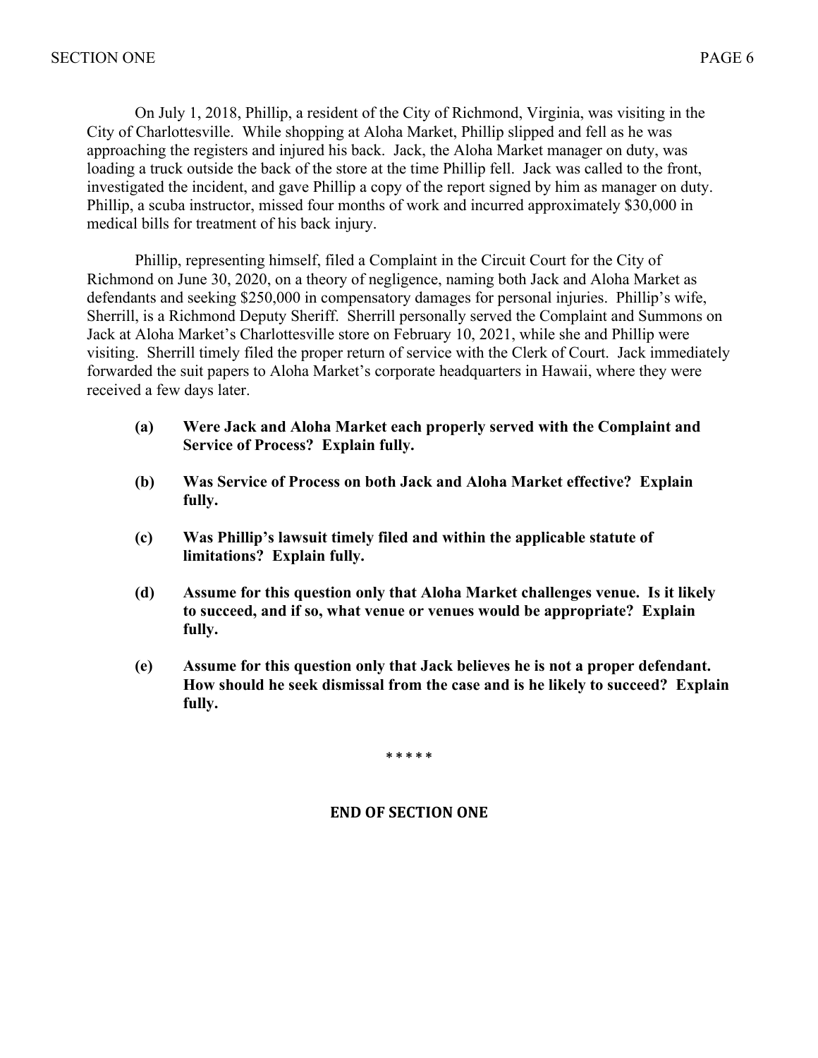On July 1, 2018, Phillip, a resident of the City of Richmond, Virginia, was visiting in the City of Charlottesville. While shopping at Aloha Market, Phillip slipped and fell as he was approaching the registers and injured his back. Jack, the Aloha Market manager on duty, was loading a truck outside the back of the store at the time Phillip fell. Jack was called to the front, investigated the incident, and gave Phillip a copy of the report signed by him as manager on duty. Phillip, a scuba instructor, missed four months of work and incurred approximately $30,000 in medical bills for treatment of his back injury.

Phillip, representing himself, filed a Complaint in the Circuit Court for the City of Richmond on June 30, 2020, on a theory of negligence, naming both Jack and Aloha Market as defendants and seeking $250,000 in compensatory damages for personal injuries. Phillip's wife, Sherrill, is a Richmond Deputy Sheriff. Sherrill personally served the Complaint and Summons on Jack at Aloha Market's Charlottesville store on February 10, 2021, while she and Phillip were visiting. Sherrill timely filed the proper return of service with the Clerk of Court. Jack immediately forwarded the suit papers to Aloha Market's corporate headquarters in Hawaii, where they were received a few days later.

**(a) Were Jack and Aloha Market each properly served with the Complaint and Service of Process? Explain fully.**

**(b) Was Service of Process on both Jack and Aloha Market effective? Explain fully.**

**(c) Was Phillip's lawsuit timely filed and within the applicable statute of limitations? Explain fully.**

**(d) Assume for this question only that Aloha Market challenges venue. Is it likely to succeed, and if so, what venue or venues would be appropriate? Explain fully.**

**(e) Assume for this question only that Jack believes he is not a proper defendant. How should he seek dismissal from the case and is he likely to succeed? Explain fully.**

\* \* \* \* \*

**END OF SECTION ONE**